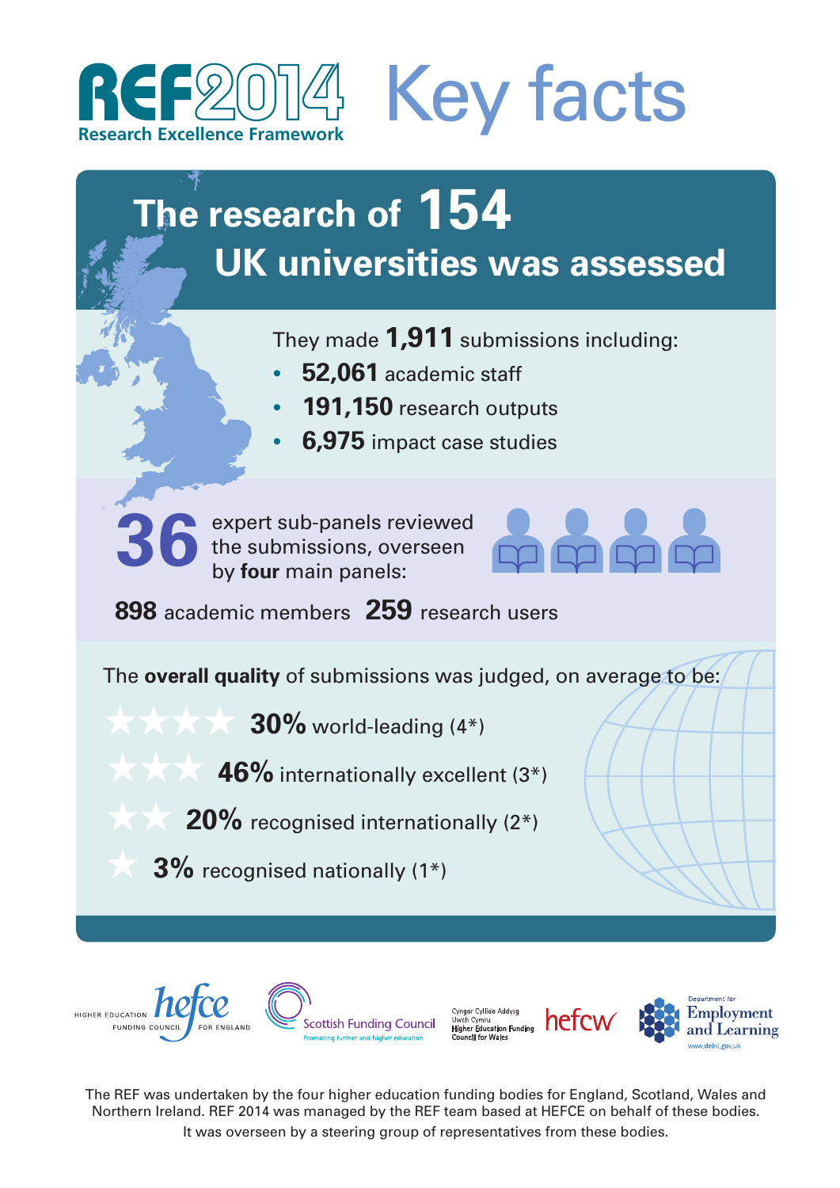# REF2014 Key facts

Research Excellence Framework

## The research of 154 UK universities was assessed

They made **1,911** submissions including:

- **52,061** academic staff
- **191,150** research outputs
- **6,975** impact case studies

**36** expert sub-panels reviewed the submissions, overseen by **four** main panels:

**898** academic members **259** research users

The **overall quality** of submissions was judged, on average to be:

- **30%** world-leading (4*)
- **46%** internationally excellent (3*)
- **20%** recognised internationally (2*)
- **3%** recognised nationally (1*)

Higher Education Funding Council for England (hefce) · Scottish Funding Council – Promoting further and higher education · Cyngor Cyllido Addysg Uwch Cymru / Higher Education Funding Council for Wales (hefcw) · Department for Employment and Learning – www.delni.gov.uk

The REF was undertaken by the four higher education funding bodies for England, Scotland, Wales and Northern Ireland. REF 2014 was managed by the REF team based at HEFCE on behalf of these bodies. It was overseen by a steering group of representatives from these bodies.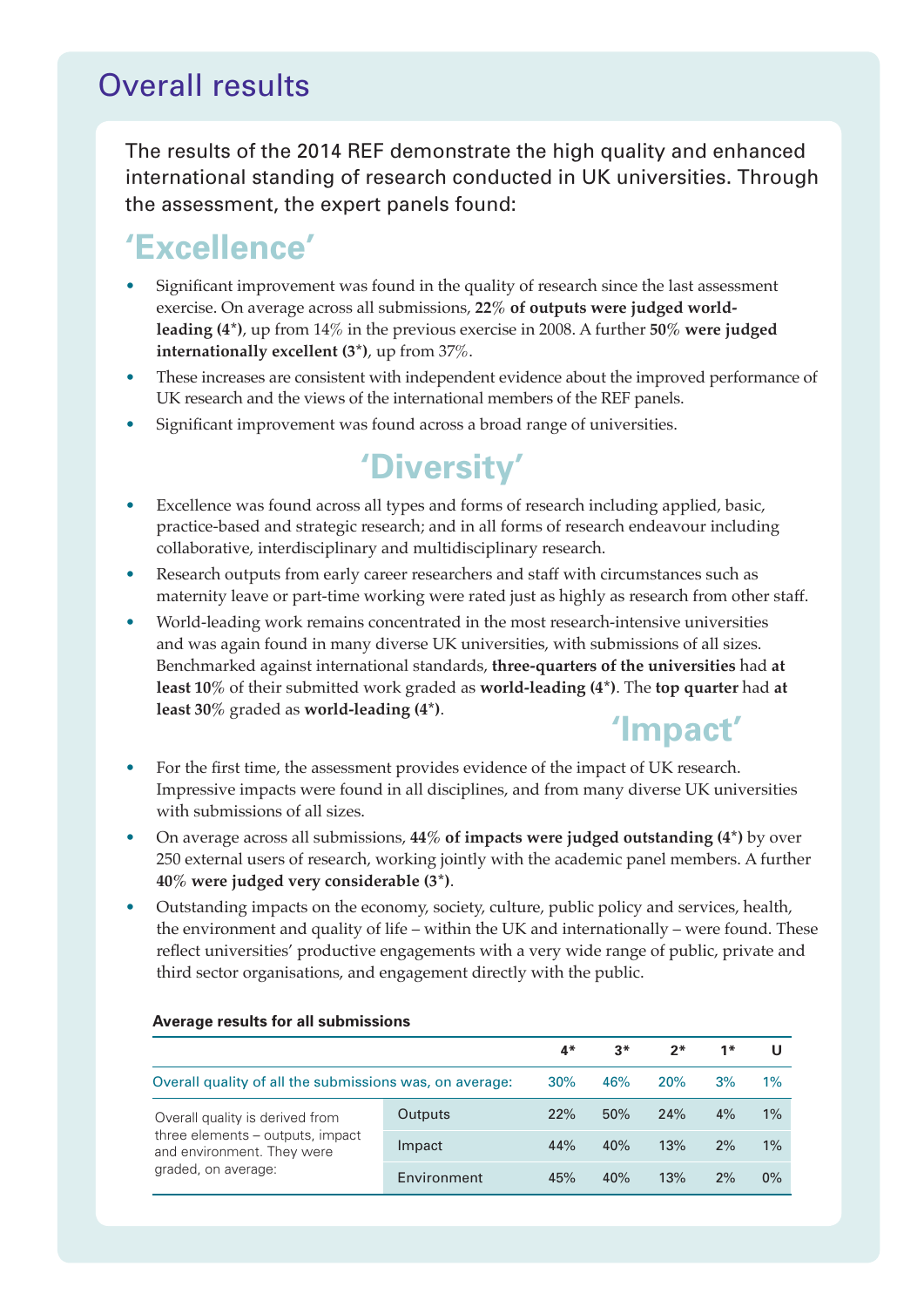# Overall results

The results of the 2014 REF demonstrate the high quality and enhanced international standing of research conducted in UK universities. Through the assessment, the expert panels found:

## 'Excellence'

- Significant improvement was found in the quality of research since the last assessment exercise. On average across all submissions, **22% of outputs were judged world-leading (4\*)**, up from 14% in the previous exercise in 2008. A further **50% were judged internationally excellent (3\*)**, up from 37%.
- These increases are consistent with independent evidence about the improved performance of UK research and the views of the international members of the REF panels.
- Significant improvement was found across a broad range of universities.

## 'Diversity'

- Excellence was found across all types and forms of research including applied, basic, practice-based and strategic research; and in all forms of research endeavour including collaborative, interdisciplinary and multidisciplinary research.
- Research outputs from early career researchers and staff with circumstances such as maternity leave or part-time working were rated just as highly as research from other staff.
- World-leading work remains concentrated in the most research-intensive universities and was again found in many diverse UK universities, with submissions of all sizes. Benchmarked against international standards, **three-quarters of the universities** had **at least 10%** of their submitted work graded as **world-leading (4\*)**. The **top quarter** had **at least 30%** graded as **world-leading (4\*)**.

## 'Impact'

- For the first time, the assessment provides evidence of the impact of UK research. Impressive impacts were found in all disciplines, and from many diverse UK universities with submissions of all sizes.
- On average across all submissions, **44% of impacts were judged outstanding (4\*)** by over 250 external users of research, working jointly with the academic panel members. A further **40% were judged very considerable (3\*)**.
- Outstanding impacts on the economy, society, culture, public policy and services, health, the environment and quality of life – within the UK and internationally – were found. These reflect universities' productive engagements with a very wide range of public, private and third sector organisations, and engagement directly with the public.

**Average results for all submissions**

| | | 4* | 3* | 2* | 1* | U |
|---|---|---|---|---|---|---|
| Overall quality of all the submissions was, on average: | | 30% | 46% | 20% | 3% | 1% |
| Overall quality is derived from three elements – outputs, impact and environment. They were graded, on average: | Outputs | 22% | 50% | 24% | 4% | 1% |
| | Impact | 44% | 40% | 13% | 2% | 1% |
| | Environment | 45% | 40% | 13% | 2% | 0% |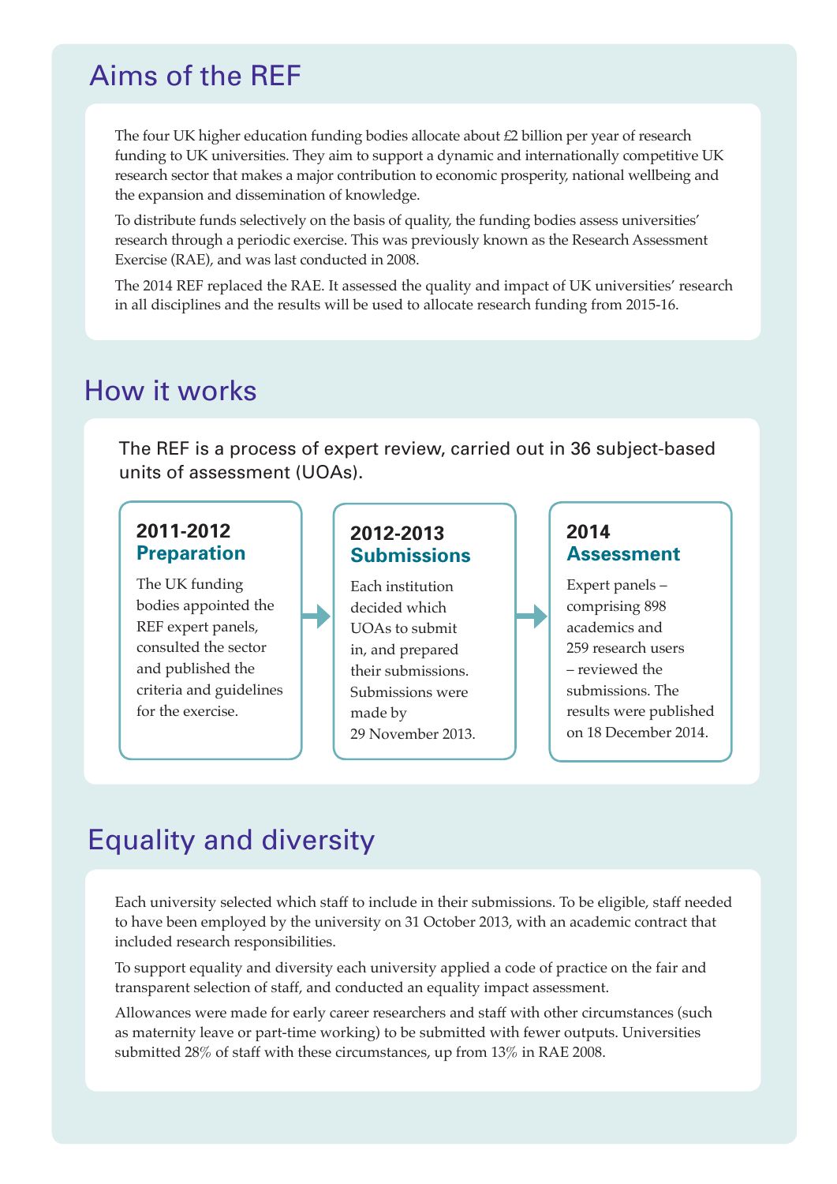## Aims of the REF

The four UK higher education funding bodies allocate about £2 billion per year of research funding to UK universities. They aim to support a dynamic and internationally competitive UK research sector that makes a major contribution to economic prosperity, national wellbeing and the expansion and dissemination of knowledge.

To distribute funds selectively on the basis of quality, the funding bodies assess universities' research through a periodic exercise. This was previously known as the Research Assessment Exercise (RAE), and was last conducted in 2008.

The 2014 REF replaced the RAE. It assessed the quality and impact of UK universities' research in all disciplines and the results will be used to allocate research funding from 2015-16.

## How it works

The REF is a process of expert review, carried out in 36 subject-based units of assessment (UOAs).

**2011-2012**
**Preparation**

The UK funding bodies appointed the REF expert panels, consulted the sector and published the criteria and guidelines for the exercise.

**2012-2013**
**Submissions**

Each institution decided which UOAs to submit in, and prepared their submissions. Submissions were made by 29 November 2013.

**2014**
**Assessment**

Expert panels – comprising 898 academics and 259 research users – reviewed the submissions. The results were published on 18 December 2014.

## Equality and diversity

Each university selected which staff to include in their submissions. To be eligible, staff needed to have been employed by the university on 31 October 2013, with an academic contract that included research responsibilities.

To support equality and diversity each university applied a code of practice on the fair and transparent selection of staff, and conducted an equality impact assessment.

Allowances were made for early career researchers and staff with other circumstances (such as maternity leave or part-time working) to be submitted with fewer outputs. Universities submitted 28% of staff with these circumstances, up from 13% in RAE 2008.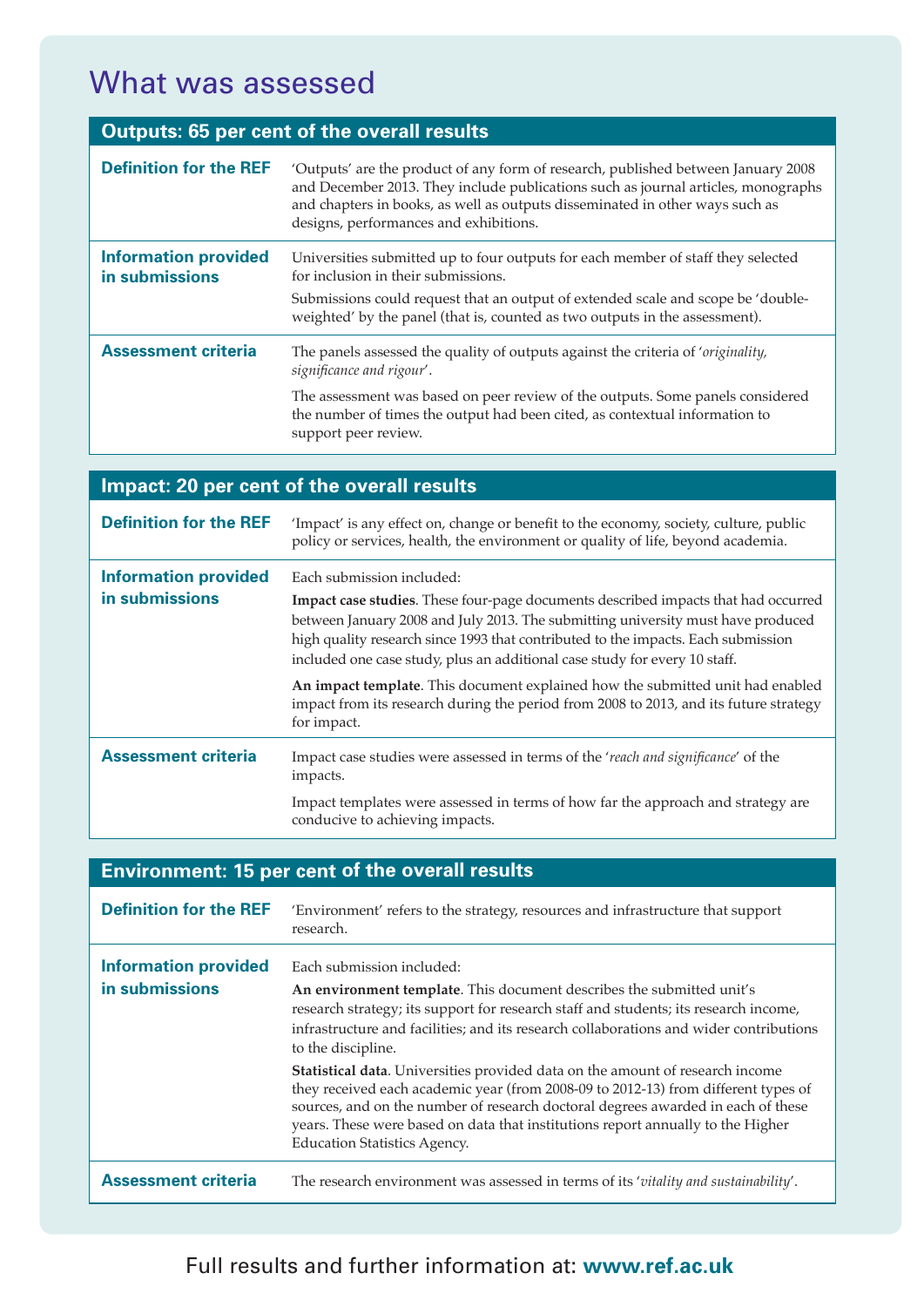# What was assessed

## Outputs: 65 per cent of the overall results

| | |
|---|---|
| **Definition for the REF** | 'Outputs' are the product of any form of research, published between January 2008 and December 2013. They include publications such as journal articles, monographs and chapters in books, as well as outputs disseminated in other ways such as designs, performances and exhibitions. |
| **Information provided in submissions** | Universities submitted up to four outputs for each member of staff they selected for inclusion in their submissions.<br><br>Submissions could request that an output of extended scale and scope be 'double-weighted' by the panel (that is, counted as two outputs in the assessment). |
| **Assessment criteria** | The panels assessed the quality of outputs against the criteria of '*originality, significance and rigour*'.<br><br>The assessment was based on peer review of the outputs. Some panels considered the number of times the output had been cited, as contextual information to support peer review. |

## Impact: 20 per cent of the overall results

| | |
|---|---|
| **Definition for the REF** | 'Impact' is any effect on, change or benefit to the economy, society, culture, public policy or services, health, the environment or quality of life, beyond academia. |
| **Information provided in submissions** | Each submission included:<br><br>**Impact case studies**. These four-page documents described impacts that had occurred between January 2008 and July 2013. The submitting university must have produced high quality research since 1993 that contributed to the impacts. Each submission included one case study, plus an additional case study for every 10 staff.<br><br>**An impact template**. This document explained how the submitted unit had enabled impact from its research during the period from 2008 to 2013, and its future strategy for impact. |
| **Assessment criteria** | Impact case studies were assessed in terms of the '*reach and significance*' of the impacts.<br><br>Impact templates were assessed in terms of how far the approach and strategy are conducive to achieving impacts. |

## Environment: 15 per cent of the overall results

| | |
|---|---|
| **Definition for the REF** | 'Environment' refers to the strategy, resources and infrastructure that support research. |
| **Information provided in submissions** | Each submission included:<br><br>**An environment template**. This document describes the submitted unit's research strategy; its support for research staff and students; its research income, infrastructure and facilities; and its research collaborations and wider contributions to the discipline.<br><br>**Statistical data**. Universities provided data on the amount of research income they received each academic year (from 2008-09 to 2012-13) from different types of sources, and on the number of research doctoral degrees awarded in each of these years. These were based on data that institutions report annually to the Higher Education Statistics Agency. |
| **Assessment criteria** | The research environment was assessed in terms of its '*vitality and sustainability*'. |

Full results and further information at: **www.ref.ac.uk**